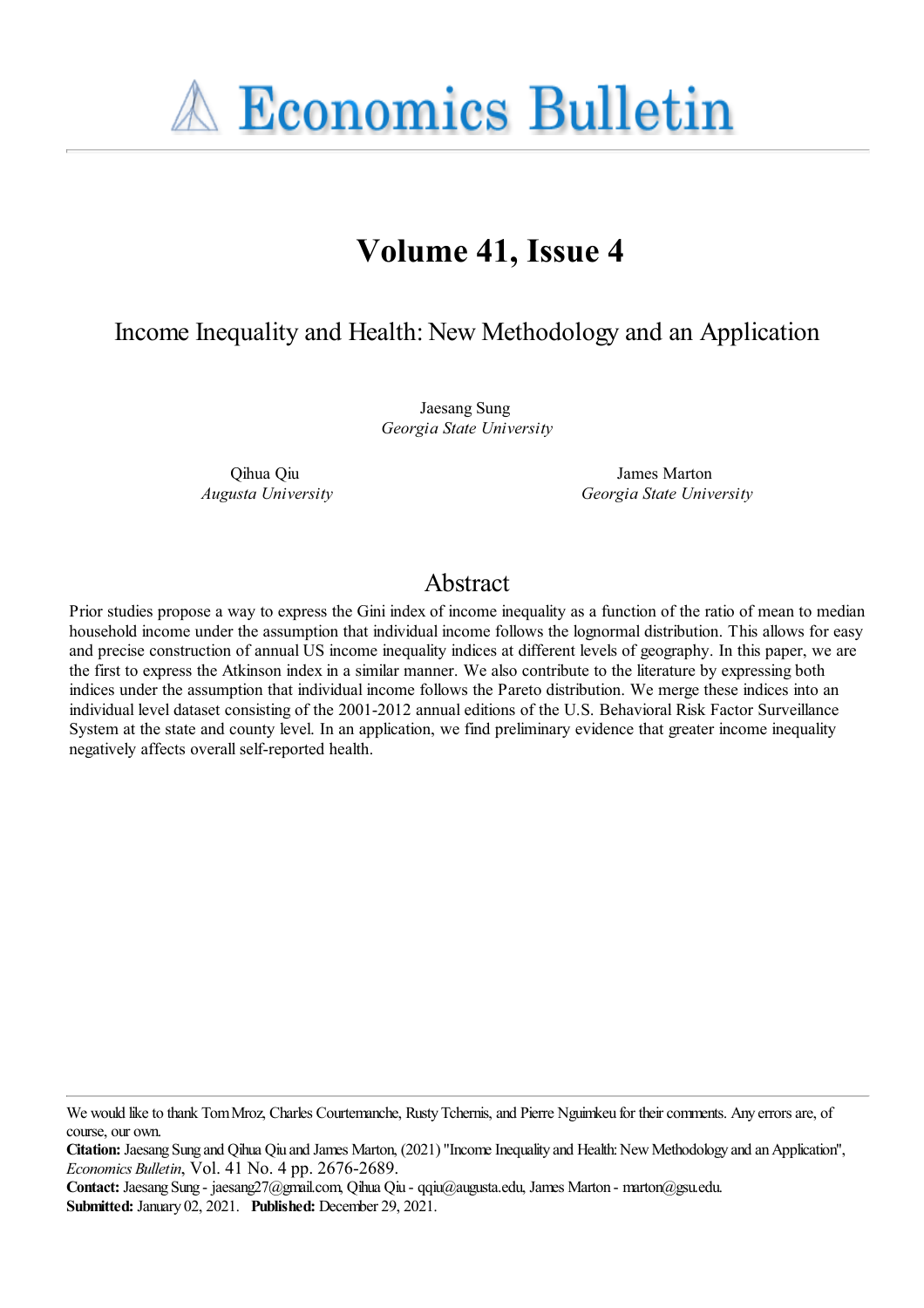# Economics Bulletin

## Volume 41, Issue 4

### Income Inequality and Health: New Methodology and an Application

Jaesang Sung
*Georgia State University*

Qihua Qiu
*Augusta University*

James Marton
*Georgia State University*

## Abstract

Prior studies propose a way to express the Gini index of income inequality as a function of the ratio of mean to median household income under the assumption that individual income follows the lognormal distribution. This allows for easy and precise construction of annual US income inequality indices at different levels of geography. In this paper, we are the first to express the Atkinson index in a similar manner. We also contribute to the literature by expressing both indices under the assumption that individual income follows the Pareto distribution. We merge these indices into an individual level dataset consisting of the 2001-2012 annual editions of the U.S. Behavioral Risk Factor Surveillance System at the state and county level. In an application, we find preliminary evidence that greater income inequality negatively affects overall self-reported health.

---

We would like to thank Tom Mroz, Charles Courtemanche, Rusty Tchernis, and Pierre Nguimkeu for their comments. Any errors are, of course, our own.

**Citation:** Jaesang Sung and Qihua Qiu and James Marton, (2021) "Income Inequality and Health: New Methodology and an Application", *Economics Bulletin*, Vol. 41 No. 4 pp. 2676-2689.

**Contact:** Jaesang Sung - jaesang27@gmail.com, Qihua Qiu - qqiu@augusta.edu, James Marton - marton@gsu.edu.

**Submitted:** January 02, 2021. **Published:** December 29, 2021.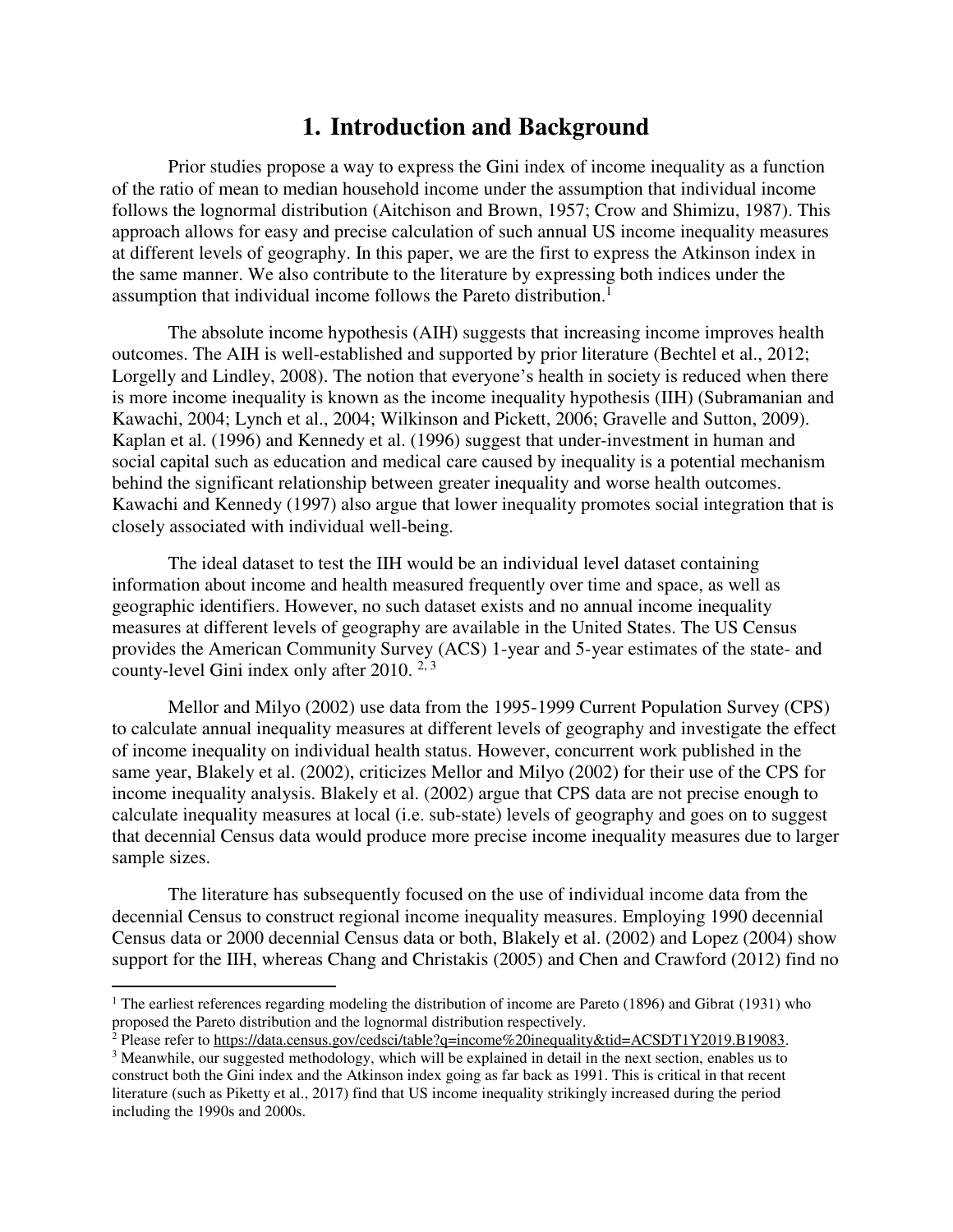# 1. Introduction and Background

Prior studies propose a way to express the Gini index of income inequality as a function of the ratio of mean to median household income under the assumption that individual income follows the lognormal distribution (Aitchison and Brown, 1957; Crow and Shimizu, 1987). This approach allows for easy and precise calculation of such annual US income inequality measures at different levels of geography. In this paper, we are the first to express the Atkinson index in the same manner. We also contribute to the literature by expressing both indices under the assumption that individual income follows the Pareto distribution.[1]

The absolute income hypothesis (AIH) suggests that increasing income improves health outcomes. The AIH is well-established and supported by prior literature (Bechtel et al., 2012; Lorgelly and Lindley, 2008). The notion that everyone's health in society is reduced when there is more income inequality is known as the income inequality hypothesis (IIH) (Subramanian and Kawachi, 2004; Lynch et al., 2004; Wilkinson and Pickett, 2006; Gravelle and Sutton, 2009). Kaplan et al. (1996) and Kennedy et al. (1996) suggest that under-investment in human and social capital such as education and medical care caused by inequality is a potential mechanism behind the significant relationship between greater inequality and worse health outcomes. Kawachi and Kennedy (1997) also argue that lower inequality promotes social integration that is closely associated with individual well-being.

The ideal dataset to test the IIH would be an individual level dataset containing information about income and health measured frequently over time and space, as well as geographic identifiers. However, no such dataset exists and no annual income inequality measures at different levels of geography are available in the United States. The US Census provides the American Community Survey (ACS) 1-year and 5-year estimates of the state- and county-level Gini index only after 2010. [2, 3]

Mellor and Milyo (2002) use data from the 1995-1999 Current Population Survey (CPS) to calculate annual inequality measures at different levels of geography and investigate the effect of income inequality on individual health status. However, concurrent work published in the same year, Blakely et al. (2002), criticizes Mellor and Milyo (2002) for their use of the CPS for income inequality analysis. Blakely et al. (2002) argue that CPS data are not precise enough to calculate inequality measures at local (i.e. sub-state) levels of geography and goes on to suggest that decennial Census data would produce more precise income inequality measures due to larger sample sizes.

The literature has subsequently focused on the use of individual income data from the decennial Census to construct regional income inequality measures. Employing 1990 decennial Census data or 2000 decennial Census data or both, Blakely et al. (2002) and Lopez (2004) show support for the IIH, whereas Chang and Christakis (2005) and Chen and Crawford (2012) find no

---

[1] The earliest references regarding modeling the distribution of income are Pareto (1896) and Gibrat (1931) who proposed the Pareto distribution and the lognormal distribution respectively.

[2] Please refer to https://data.census.gov/cedsci/table?q=income%20inequality&tid=ACSDT1Y2019.B19083.

[3] Meanwhile, our suggested methodology, which will be explained in detail in the next section, enables us to construct both the Gini index and the Atkinson index going as far back as 1991. This is critical in that recent literature (such as Piketty et al., 2017) find that US income inequality strikingly increased during the period including the 1990s and 2000s.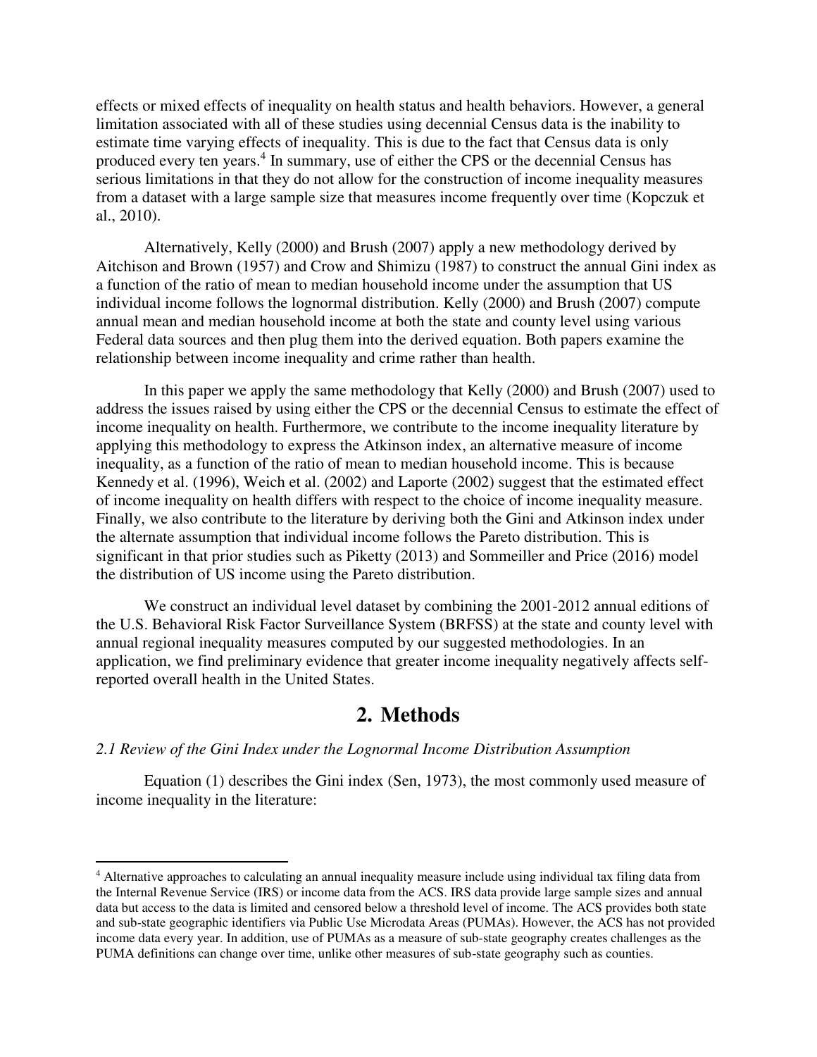effects or mixed effects of inequality on health status and health behaviors. However, a general limitation associated with all of these studies using decennial Census data is the inability to estimate time varying effects of inequality. This is due to the fact that Census data is only produced every ten years.[4] In summary, use of either the CPS or the decennial Census has serious limitations in that they do not allow for the construction of income inequality measures from a dataset with a large sample size that measures income frequently over time (Kopczuk et al., 2010).

Alternatively, Kelly (2000) and Brush (2007) apply a new methodology derived by Aitchison and Brown (1957) and Crow and Shimizu (1987) to construct the annual Gini index as a function of the ratio of mean to median household income under the assumption that US individual income follows the lognormal distribution. Kelly (2000) and Brush (2007) compute annual mean and median household income at both the state and county level using various Federal data sources and then plug them into the derived equation. Both papers examine the relationship between income inequality and crime rather than health.

In this paper we apply the same methodology that Kelly (2000) and Brush (2007) used to address the issues raised by using either the CPS or the decennial Census to estimate the effect of income inequality on health. Furthermore, we contribute to the income inequality literature by applying this methodology to express the Atkinson index, an alternative measure of income inequality, as a function of the ratio of mean to median household income. This is because Kennedy et al. (1996), Weich et al. (2002) and Laporte (2002) suggest that the estimated effect of income inequality on health differs with respect to the choice of income inequality measure. Finally, we also contribute to the literature by deriving both the Gini and Atkinson index under the alternate assumption that individual income follows the Pareto distribution. This is significant in that prior studies such as Piketty (2013) and Sommeiller and Price (2016) model the distribution of US income using the Pareto distribution.

We construct an individual level dataset by combining the 2001-2012 annual editions of the U.S. Behavioral Risk Factor Surveillance System (BRFSS) at the state and county level with annual regional inequality measures computed by our suggested methodologies. In an application, we find preliminary evidence that greater income inequality negatively affects self-reported overall health in the United States.

## 2. Methods

*2.1 Review of the Gini Index under the Lognormal Income Distribution Assumption*

Equation (1) describes the Gini index (Sen, 1973), the most commonly used measure of income inequality in the literature:

[4] Alternative approaches to calculating an annual inequality measure include using individual tax filing data from the Internal Revenue Service (IRS) or income data from the ACS. IRS data provide large sample sizes and annual data but access to the data is limited and censored below a threshold level of income. The ACS provides both state and sub-state geographic identifiers via Public Use Microdata Areas (PUMAs). However, the ACS has not provided income data every year. In addition, use of PUMAs as a measure of sub-state geography creates challenges as the PUMA definitions can change over time, unlike other measures of sub-state geography such as counties.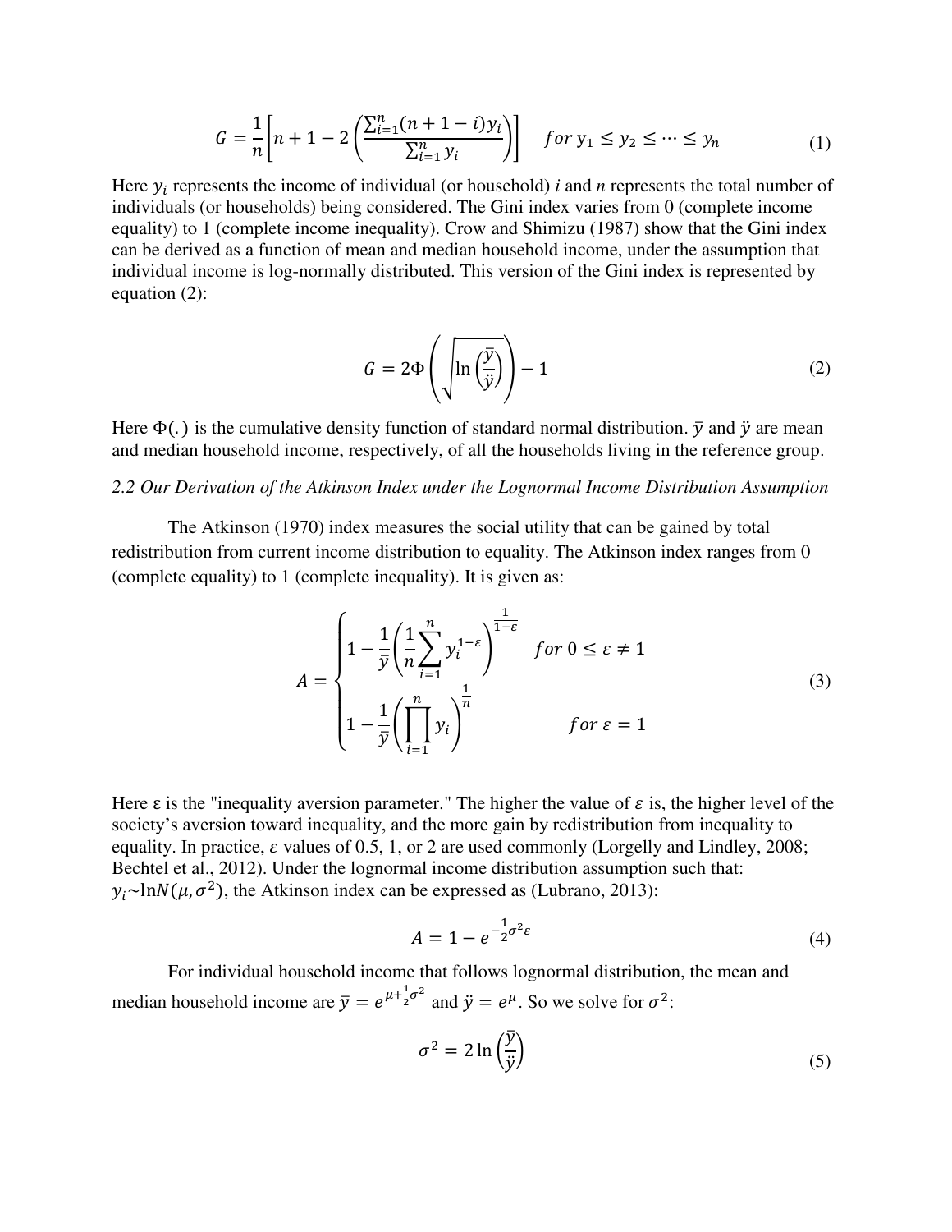$$G = \frac{1}{n}\left[n + 1 - 2\left(\frac{\sum_{i=1}^{n}(n+1-i)y_i}{\sum_{i=1}^{n} y_i}\right)\right] \quad for\ y_1 \le y_2 \le \cdots \le y_n \tag{1}$$

Here $y_i$ represents the income of individual (or household) *i* and *n* represents the total number of individuals (or households) being considered. The Gini index varies from 0 (complete income equality) to 1 (complete income inequality). Crow and Shimizu (1987) show that the Gini index can be derived as a function of mean and median household income, under the assumption that individual income is log-normally distributed. This version of the Gini index is represented by equation (2):

$$G = 2\Phi\left(\sqrt{\ln\left(\frac{\bar{y}}{\ddot{y}}\right)}\right) - 1 \tag{2}$$

Here $\Phi(.)$ is the cumulative density function of standard normal distribution. $\bar{y}$ and $\ddot{y}$ are mean and median household income, respectively, of all the households living in the reference group.

*2.2 Our Derivation of the Atkinson Index under the Lognormal Income Distribution Assumption*

The Atkinson (1970) index measures the social utility that can be gained by total redistribution from current income distribution to equality. The Atkinson index ranges from 0 (complete equality) to 1 (complete inequality). It is given as:

$$A = \begin{cases} 1 - \frac{1}{\bar{y}}\left(\frac{1}{n}\sum_{i=1}^{n} y_i^{1-\varepsilon}\right)^{\frac{1}{1-\varepsilon}} & for\ 0 \le \varepsilon \ne 1 \\ 1 - \frac{1}{\bar{y}}\left(\prod_{i=1}^{n} y_i\right)^{\frac{1}{n}} & for\ \varepsilon = 1 \end{cases} \tag{3}$$

Here ε is the "inequality aversion parameter." The higher the value of $\varepsilon$ is, the higher level of the society's aversion toward inequality, and the more gain by redistribution from inequality to equality. In practice, $\varepsilon$ values of 0.5, 1, or 2 are used commonly (Lorgelly and Lindley, 2008; Bechtel et al., 2012). Under the lognormal income distribution assumption such that: $y_i \sim \ln N(\mu, \sigma^2)$, the Atkinson index can be expressed as (Lubrano, 2013):

$$A = 1 - e^{-\frac{1}{2}\sigma^2\varepsilon} \tag{4}$$

For individual household income that follows lognormal distribution, the mean and median household income are $\bar{y} = e^{\mu + \frac{1}{2}\sigma^2}$ and $\ddot{y} = e^{\mu}$. So we solve for $\sigma^2$:

$$\sigma^2 = 2\ln\left(\frac{\bar{y}}{\ddot{y}}\right) \tag{5}$$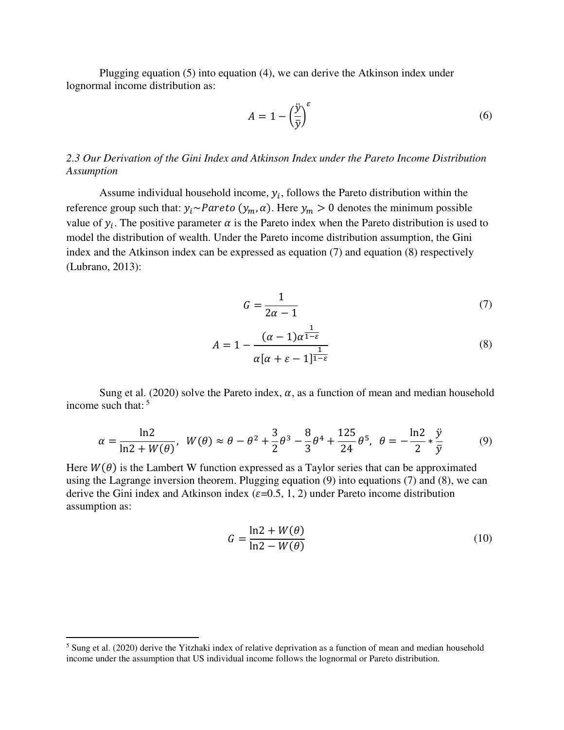Plugging equation (5) into equation (4), we can derive the Atkinson index under lognormal income distribution as:

$$A = 1 - \left(\frac{\ddot{y}}{\bar{y}}\right)^{\varepsilon} \tag{6}$$

*2.3 Our Derivation of the Gini Index and Atkinson Index under the Pareto Income Distribution Assumption*

Assume individual household income, $y_i$, follows the Pareto distribution within the reference group such that: $y_i \sim Pareto\ (y_m, \alpha)$. Here $y_m > 0$ denotes the minimum possible value of $y_i$. The positive parameter $\alpha$ is the Pareto index when the Pareto distribution is used to model the distribution of wealth. Under the Pareto income distribution assumption, the Gini index and the Atkinson index can be expressed as equation (7) and equation (8) respectively (Lubrano, 2013):

$$G = \frac{1}{2\alpha - 1} \tag{7}$$

$$A = 1 - \frac{(\alpha - 1)\alpha^{\frac{1}{1-\varepsilon}}}{\alpha[\alpha + \varepsilon - 1]^{\frac{1}{1-\varepsilon}}} \tag{8}$$

Sung et al. (2020) solve the Pareto index, $\alpha$, as a function of mean and median household income such that: [5]

$$\alpha = \frac{\ln 2}{\ln 2 + W(\theta)},\ \ W(\theta) \approx \theta - \theta^2 + \frac{3}{2}\theta^3 - \frac{8}{3}\theta^4 + \frac{125}{24}\theta^5,\ \ \theta = -\frac{\ln 2}{2} * \frac{\ddot{y}}{\bar{y}} \tag{9}$$

Here $W(\theta)$ is the Lambert W function expressed as a Taylor series that can be approximated using the Lagrange inversion theorem. Plugging equation (9) into equations (7) and (8), we can derive the Gini index and Atkinson index ($\varepsilon$=0.5, 1, 2) under Pareto income distribution assumption as:

$$G = \frac{\ln 2 + W(\theta)}{\ln 2 - W(\theta)} \tag{10}$$

[5] Sung et al. (2020) derive the Yitzhaki index of relative deprivation as a function of mean and median household income under the assumption that US individual income follows the lognormal or Pareto distribution.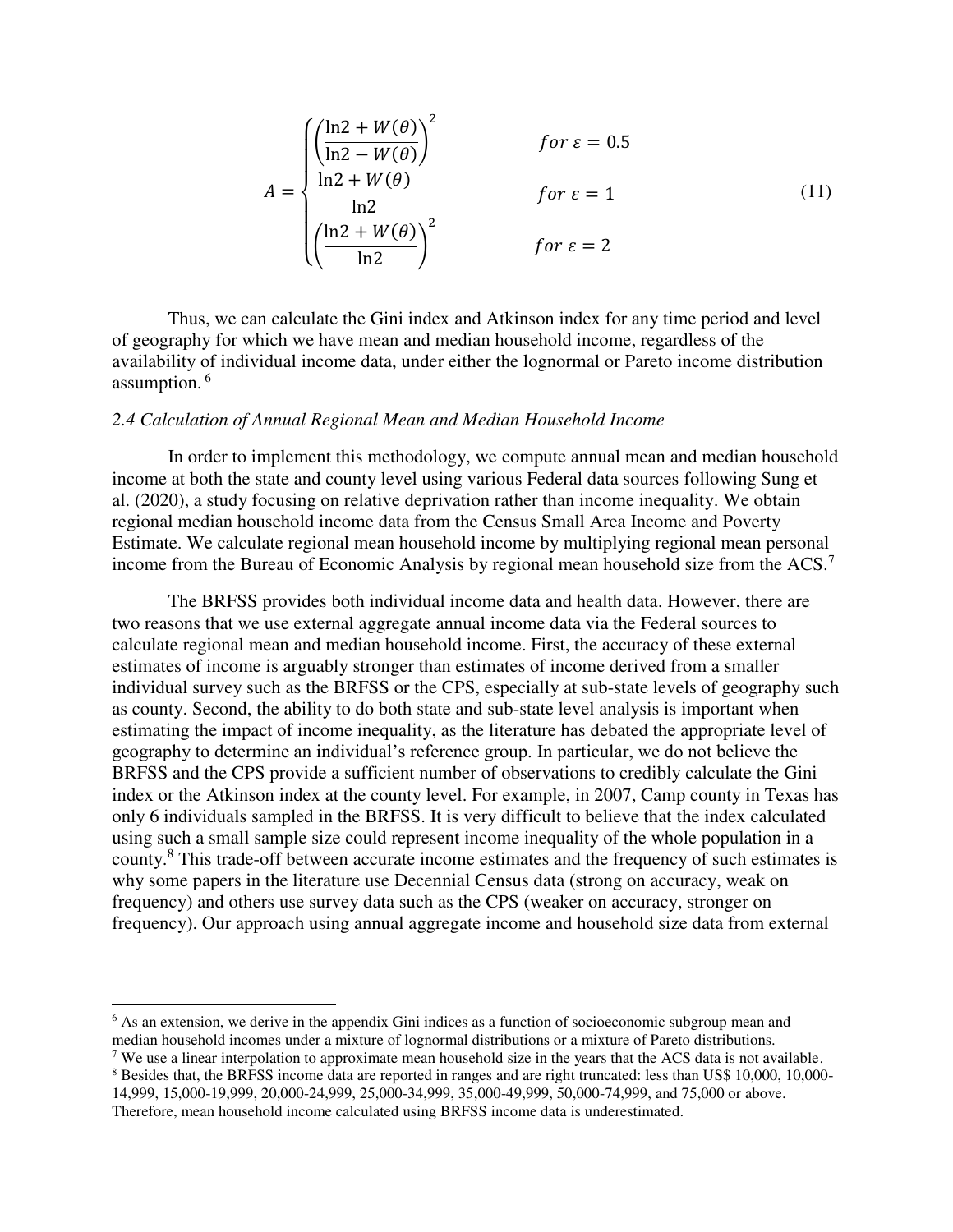$$A = \begin{cases} \left(\dfrac{\ln 2 + W(\theta)}{\ln 2 - W(\theta)}\right)^2 & for\ \varepsilon = 0.5 \\ \dfrac{\ln 2 + W(\theta)}{\ln 2} & for\ \varepsilon = 1 \\ \left(\dfrac{\ln 2 + W(\theta)}{\ln 2}\right)^2 & for\ \varepsilon = 2 \end{cases} \tag{11}$$

Thus, we can calculate the Gini index and Atkinson index for any time period and level of geography for which we have mean and median household income, regardless of the availability of individual income data, under either the lognormal or Pareto income distribution assumption. [6]

*2.4 Calculation of Annual Regional Mean and Median Household Income*

In order to implement this methodology, we compute annual mean and median household income at both the state and county level using various Federal data sources following Sung et al. (2020), a study focusing on relative deprivation rather than income inequality. We obtain regional median household income data from the Census Small Area Income and Poverty Estimate. We calculate regional mean household income by multiplying regional mean personal income from the Bureau of Economic Analysis by regional mean household size from the ACS.[7]

The BRFSS provides both individual income data and health data. However, there are two reasons that we use external aggregate annual income data via the Federal sources to calculate regional mean and median household income. First, the accuracy of these external estimates of income is arguably stronger than estimates of income derived from a smaller individual survey such as the BRFSS or the CPS, especially at sub-state levels of geography such as county. Second, the ability to do both state and sub-state level analysis is important when estimating the impact of income inequality, as the literature has debated the appropriate level of geography to determine an individual's reference group. In particular, we do not believe the BRFSS and the CPS provide a sufficient number of observations to credibly calculate the Gini index or the Atkinson index at the county level. For example, in 2007, Camp county in Texas has only 6 individuals sampled in the BRFSS. It is very difficult to believe that the index calculated using such a small sample size could represent income inequality of the whole population in a county.[8] This trade-off between accurate income estimates and the frequency of such estimates is why some papers in the literature use Decennial Census data (strong on accuracy, weak on frequency) and others use survey data such as the CPS (weaker on accuracy, stronger on frequency). Our approach using annual aggregate income and household size data from external

---

[6] As an extension, we derive in the appendix Gini indices as a function of socioeconomic subgroup mean and median household incomes under a mixture of lognormal distributions or a mixture of Pareto distributions.

[7] We use a linear interpolation to approximate mean household size in the years that the ACS data is not available.

[8] Besides that, the BRFSS income data are reported in ranges and are right truncated: less than US$ 10,000, 10,000-14,999, 15,000-19,999, 20,000-24,999, 25,000-34,999, 35,000-49,999, 50,000-74,999, and 75,000 or above. Therefore, mean household income calculated using BRFSS income data is underestimated.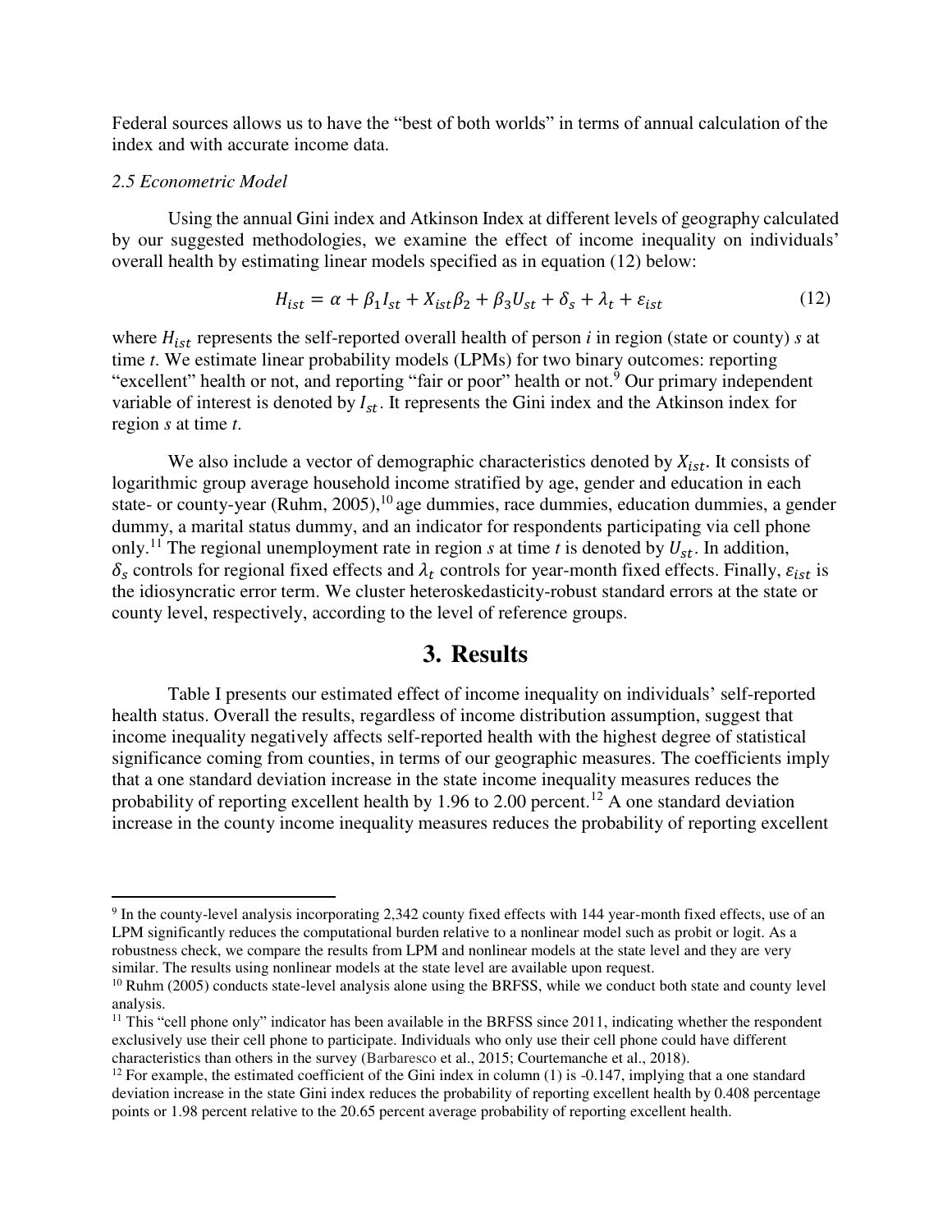Federal sources allows us to have the "best of both worlds" in terms of annual calculation of the index and with accurate income data.

### *2.5 Econometric Model*

Using the annual Gini index and Atkinson Index at different levels of geography calculated by our suggested methodologies, we examine the effect of income inequality on individuals' overall health by estimating linear models specified as in equation (12) below:

$$H_{ist} = \alpha + \beta_1 I_{st} + X_{ist}\beta_2 + \beta_3 U_{st} + \delta_s + \lambda_t + \varepsilon_{ist} \tag{12}$$

where $H_{ist}$ represents the self-reported overall health of person *i* in region (state or county) *s* at time *t*. We estimate linear probability models (LPMs) for two binary outcomes: reporting "excellent" health or not, and reporting "fair or poor" health or not.[9] Our primary independent variable of interest is denoted by $I_{st}$. It represents the Gini index and the Atkinson index for region *s* at time *t*.

We also include a vector of demographic characteristics denoted by $X_{ist}$. It consists of logarithmic group average household income stratified by age, gender and education in each state- or county-year (Ruhm, 2005),[10] age dummies, race dummies, education dummies, a gender dummy, a marital status dummy, and an indicator for respondents participating via cell phone only.[11] The regional unemployment rate in region *s* at time *t* is denoted by $U_{st}$. In addition, $\delta_s$ controls for regional fixed effects and $\lambda_t$ controls for year-month fixed effects. Finally, $\varepsilon_{ist}$ is the idiosyncratic error term. We cluster heteroskedasticity-robust standard errors at the state or county level, respectively, according to the level of reference groups.

# 3. Results

Table I presents our estimated effect of income inequality on individuals' self-reported health status. Overall the results, regardless of income distribution assumption, suggest that income inequality negatively affects self-reported health with the highest degree of statistical significance coming from counties, in terms of our geographic measures. The coefficients imply that a one standard deviation increase in the state income inequality measures reduces the probability of reporting excellent health by 1.96 to 2.00 percent.[12] A one standard deviation increase in the county income inequality measures reduces the probability of reporting excellent

---

[9] In the county-level analysis incorporating 2,342 county fixed effects with 144 year-month fixed effects, use of an LPM significantly reduces the computational burden relative to a nonlinear model such as probit or logit. As a robustness check, we compare the results from LPM and nonlinear models at the state level and they are very similar. The results using nonlinear models at the state level are available upon request.

[10] Ruhm (2005) conducts state-level analysis alone using the BRFSS, while we conduct both state and county level analysis.

[11] This "cell phone only" indicator has been available in the BRFSS since 2011, indicating whether the respondent exclusively use their cell phone to participate. Individuals who only use their cell phone could have different characteristics than others in the survey (Barbaresco et al., 2015; Courtemanche et al., 2018).

[12] For example, the estimated coefficient of the Gini index in column (1) is -0.147, implying that a one standard deviation increase in the state Gini index reduces the probability of reporting excellent health by 0.408 percentage points or 1.98 percent relative to the 20.65 percent average probability of reporting excellent health.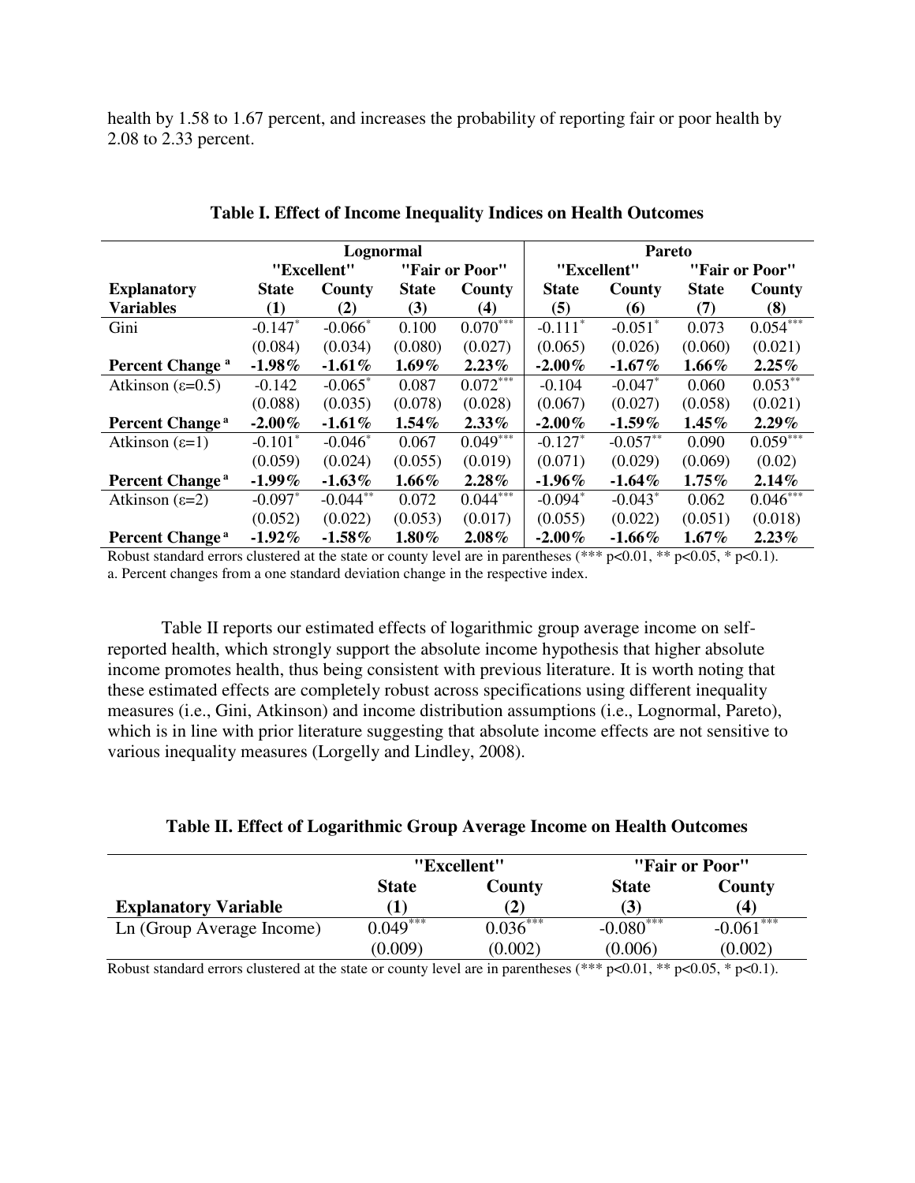health by 1.58 to 1.67 percent, and increases the probability of reporting fair or poor health by 2.08 to 2.33 percent.

**Table I. Effect of Income Inequality Indices on Health Outcomes**

| | Lognormal | | | | Pareto | | | |
|---|---|---|---|---|---|---|---|---|
| | "Excellent" | | "Fair or Poor" | | "Excellent" | | "Fair or Poor" | |
| **Explanatory Variables** | **State (1)** | **County (2)** | **State (3)** | **County (4)** | **State (5)** | **County (6)** | **State (7)** | **County (8)** |
| Gini | -0.147* | -0.066* | 0.100 | 0.070*** | -0.111* | -0.051* | 0.073 | 0.054*** |
| | (0.084) | (0.034) | (0.080) | (0.027) | (0.065) | (0.026) | (0.060) | (0.021) |
| **Percent Change [a]** | **-1.98%** | **-1.61%** | **1.69%** | **2.23%** | **-2.00%** | **-1.67%** | **1.66%** | **2.25%** |
| Atkinson (ε=0.5) | -0.142 | -0.065* | 0.087 | 0.072*** | -0.104 | -0.047* | 0.060 | 0.053** |
| | (0.088) | (0.035) | (0.078) | (0.028) | (0.067) | (0.027) | (0.058) | (0.021) |
| **Percent Change [a]** | **-2.00%** | **-1.61%** | **1.54%** | **2.33%** | **-2.00%** | **-1.59%** | **1.45%** | **2.29%** |
| Atkinson (ε=1) | -0.101* | -0.046* | 0.067 | 0.049*** | -0.127* | -0.057** | 0.090 | 0.059*** |
| | (0.059) | (0.024) | (0.055) | (0.019) | (0.071) | (0.029) | (0.069) | (0.02) |
| **Percent Change [a]** | **-1.99%** | **-1.63%** | **1.66%** | **2.28%** | **-1.96%** | **-1.64%** | **1.75%** | **2.14%** |
| Atkinson (ε=2) | -0.097* | -0.044** | 0.072 | 0.044*** | -0.094* | -0.043* | 0.062 | 0.046*** |
| | (0.052) | (0.022) | (0.053) | (0.017) | (0.055) | (0.022) | (0.051) | (0.018) |
| **Percent Change [a]** | **-1.92%** | **-1.58%** | **1.80%** | **2.08%** | **-2.00%** | **-1.66%** | **1.67%** | **2.23%** |

Robust standard errors clustered at the state or county level are in parentheses (*** p<0.01, ** p<0.05, * p<0.1).
a. Percent changes from a one standard deviation change in the respective index.

Table II reports our estimated effects of logarithmic group average income on self-reported health, which strongly support the absolute income hypothesis that higher absolute income promotes health, thus being consistent with previous literature. It is worth noting that these estimated effects are completely robust across specifications using different inequality measures (i.e., Gini, Atkinson) and income distribution assumptions (i.e., Lognormal, Pareto), which is in line with prior literature suggesting that absolute income effects are not sensitive to various inequality measures (Lorgelly and Lindley, 2008).

**Table II. Effect of Logarithmic Group Average Income on Health Outcomes**

| | "Excellent" | | "Fair or Poor" | |
|---|---|---|---|---|
| **Explanatory Variable** | **State (1)** | **County (2)** | **State (3)** | **County (4)** |
| Ln (Group Average Income) | 0.049*** | 0.036*** | -0.080*** | -0.061*** |
| | (0.009) | (0.002) | (0.006) | (0.002) |

Robust standard errors clustered at the state or county level are in parentheses (*** p<0.01, ** p<0.05, * p<0.1).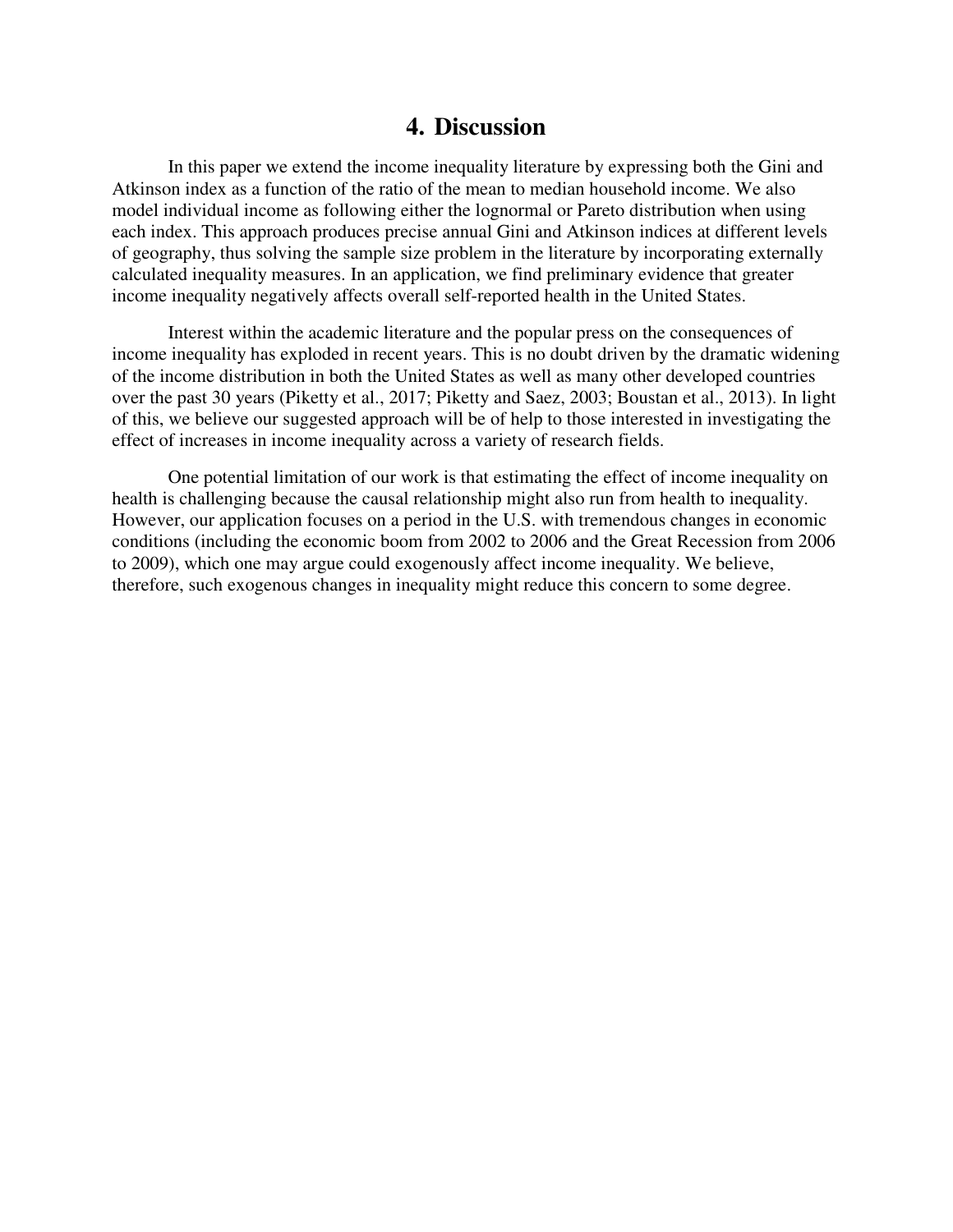## 4. Discussion

In this paper we extend the income inequality literature by expressing both the Gini and Atkinson index as a function of the ratio of the mean to median household income. We also model individual income as following either the lognormal or Pareto distribution when using each index. This approach produces precise annual Gini and Atkinson indices at different levels of geography, thus solving the sample size problem in the literature by incorporating externally calculated inequality measures. In an application, we find preliminary evidence that greater income inequality negatively affects overall self-reported health in the United States.

Interest within the academic literature and the popular press on the consequences of income inequality has exploded in recent years. This is no doubt driven by the dramatic widening of the income distribution in both the United States as well as many other developed countries over the past 30 years (Piketty et al., 2017; Piketty and Saez, 2003; Boustan et al., 2013). In light of this, we believe our suggested approach will be of help to those interested in investigating the effect of increases in income inequality across a variety of research fields.

One potential limitation of our work is that estimating the effect of income inequality on health is challenging because the causal relationship might also run from health to inequality. However, our application focuses on a period in the U.S. with tremendous changes in economic conditions (including the economic boom from 2002 to 2006 and the Great Recession from 2006 to 2009), which one may argue could exogenously affect income inequality. We believe, therefore, such exogenous changes in inequality might reduce this concern to some degree.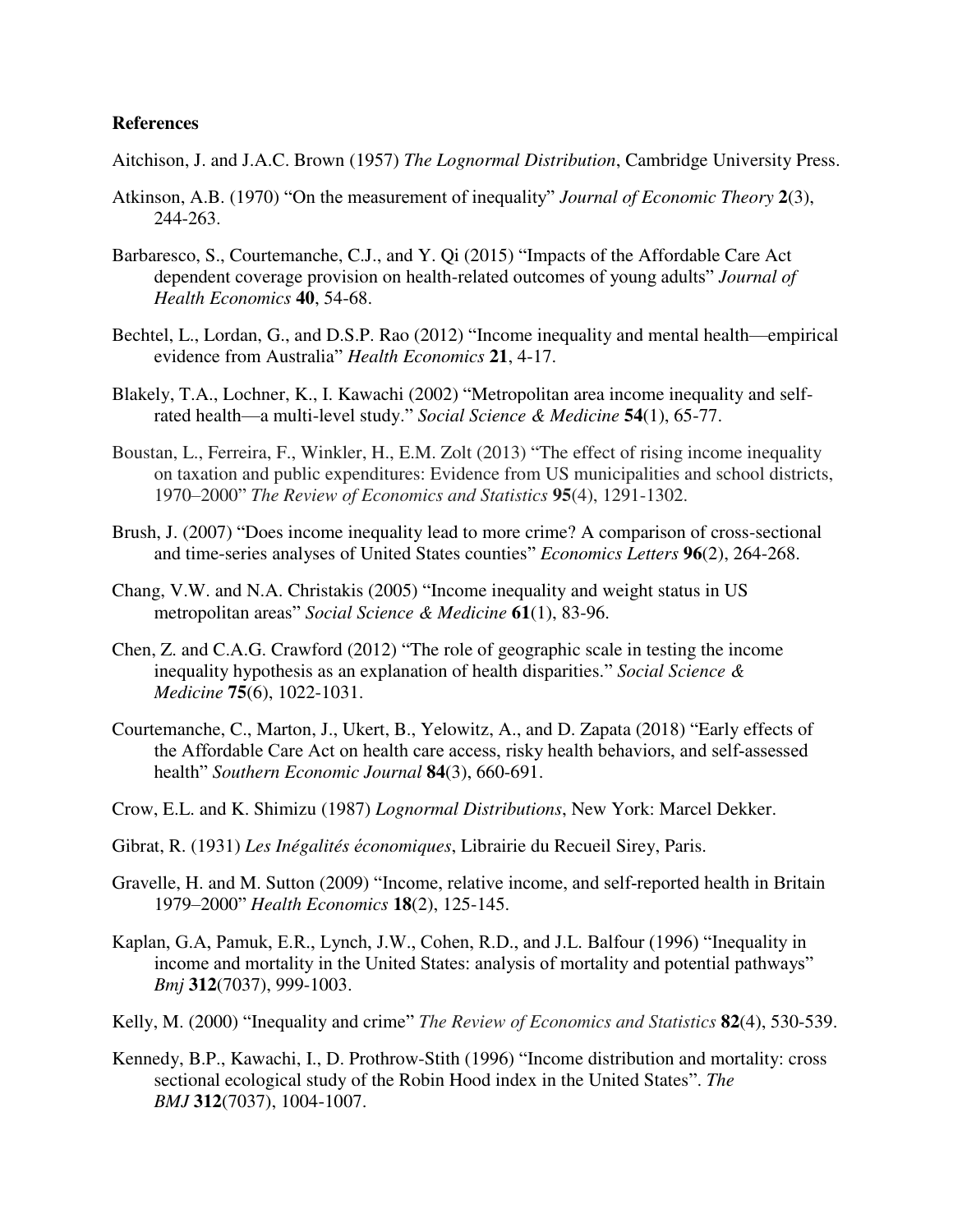## References

Aitchison, J. and J.A.C. Brown (1957) *The Lognormal Distribution*, Cambridge University Press.

Atkinson, A.B. (1970) "On the measurement of inequality" *Journal of Economic Theory* **2**(3), 244-263.

Barbaresco, S., Courtemanche, C.J., and Y. Qi (2015) "Impacts of the Affordable Care Act dependent coverage provision on health-related outcomes of young adults" *Journal of Health Economics* **40**, 54-68.

Bechtel, L., Lordan, G., and D.S.P. Rao (2012) "Income inequality and mental health—empirical evidence from Australia" *Health Economics* **21**, 4-17.

Blakely, T.A., Lochner, K., I. Kawachi (2002) "Metropolitan area income inequality and self-rated health—a multi-level study." *Social Science & Medicine* **54**(1), 65-77.

Boustan, L., Ferreira, F., Winkler, H., E.M. Zolt (2013) "The effect of rising income inequality on taxation and public expenditures: Evidence from US municipalities and school districts, 1970–2000" *The Review of Economics and Statistics* **95**(4), 1291-1302.

Brush, J. (2007) "Does income inequality lead to more crime? A comparison of cross-sectional and time-series analyses of United States counties" *Economics Letters* **96**(2), 264-268.

Chang, V.W. and N.A. Christakis (2005) "Income inequality and weight status in US metropolitan areas" *Social Science & Medicine* **61**(1), 83-96.

Chen, Z. and C.A.G. Crawford (2012) "The role of geographic scale in testing the income inequality hypothesis as an explanation of health disparities." *Social Science & Medicine* **75**(6), 1022-1031.

Courtemanche, C., Marton, J., Ukert, B., Yelowitz, A., and D. Zapata (2018) "Early effects of the Affordable Care Act on health care access, risky health behaviors, and self-assessed health" *Southern Economic Journal* **84**(3), 660-691.

Crow, E.L. and K. Shimizu (1987) *Lognormal Distributions*, New York: Marcel Dekker.

Gibrat, R. (1931) *Les Inégalités économiques*, Librairie du Recueil Sirey, Paris.

Gravelle, H. and M. Sutton (2009) "Income, relative income, and self-reported health in Britain 1979–2000" *Health Economics* **18**(2), 125-145.

Kaplan, G.A, Pamuk, E.R., Lynch, J.W., Cohen, R.D., and J.L. Balfour (1996) "Inequality in income and mortality in the United States: analysis of mortality and potential pathways" *Bmj* **312**(7037), 999-1003.

Kelly, M. (2000) "Inequality and crime" *The Review of Economics and Statistics* **82**(4), 530-539.

Kennedy, B.P., Kawachi, I., D. Prothrow-Stith (1996) "Income distribution and mortality: cross sectional ecological study of the Robin Hood index in the United States". *The BMJ* **312**(7037), 1004-1007.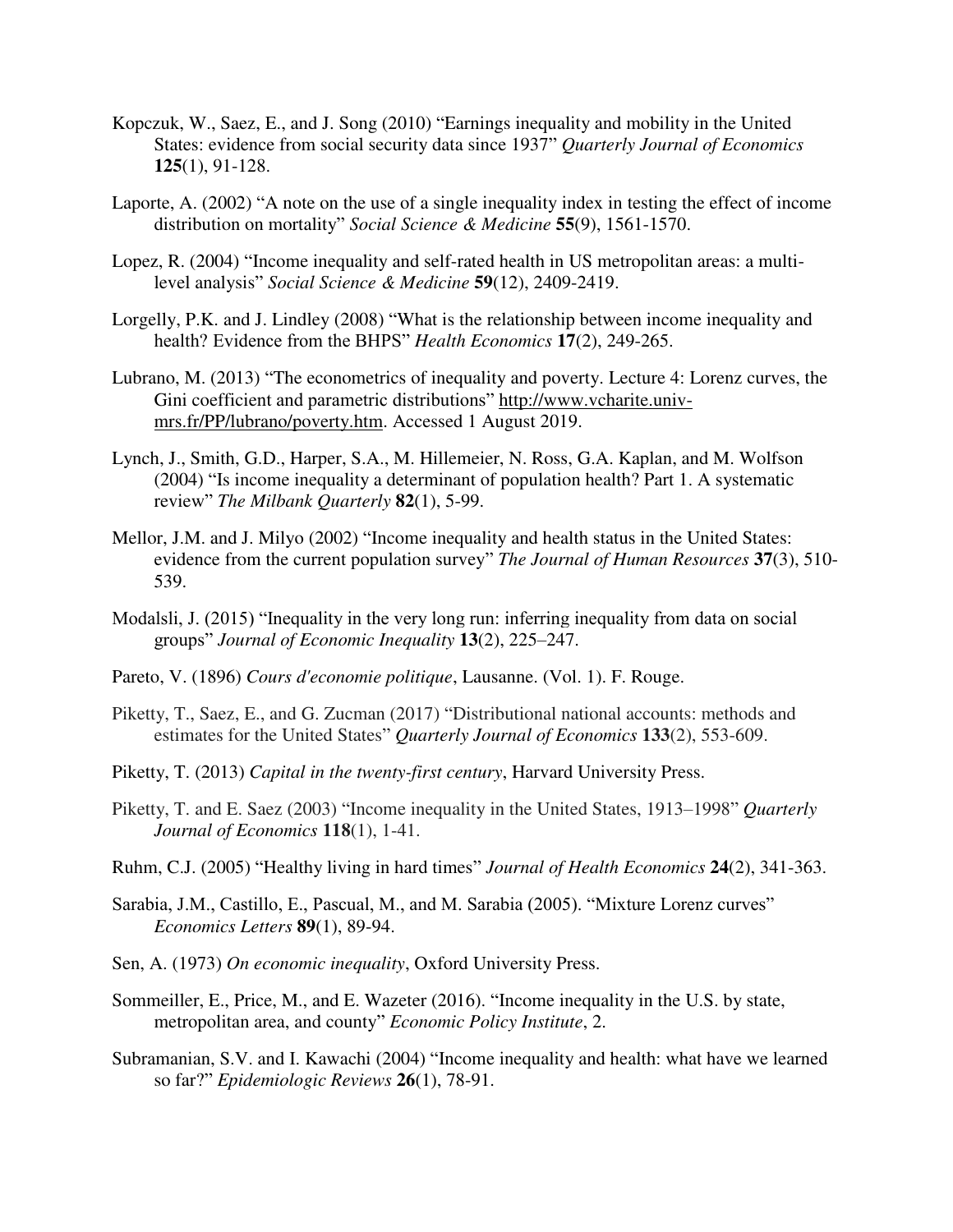Kopczuk, W., Saez, E., and J. Song (2010) "Earnings inequality and mobility in the United States: evidence from social security data since 1937" *Quarterly Journal of Economics* **125**(1), 91-128.

Laporte, A. (2002) "A note on the use of a single inequality index in testing the effect of income distribution on mortality" *Social Science & Medicine* **55**(9), 1561-1570.

Lopez, R. (2004) "Income inequality and self-rated health in US metropolitan areas: a multi-level analysis" *Social Science & Medicine* **59**(12), 2409-2419.

Lorgelly, P.K. and J. Lindley (2008) "What is the relationship between income inequality and health? Evidence from the BHPS" *Health Economics* **17**(2), 249-265.

Lubrano, M. (2013) "The econometrics of inequality and poverty. Lecture 4: Lorenz curves, the Gini coefficient and parametric distributions" http://www.vcharite.univ-mrs.fr/PP/lubrano/poverty.htm. Accessed 1 August 2019.

Lynch, J., Smith, G.D., Harper, S.A., M. Hillemeier, N. Ross, G.A. Kaplan, and M. Wolfson (2004) "Is income inequality a determinant of population health? Part 1. A systematic review" *The Milbank Quarterly* **82**(1), 5-99.

Mellor, J.M. and J. Milyo (2002) "Income inequality and health status in the United States: evidence from the current population survey" *The Journal of Human Resources* **37**(3), 510-539.

Modalsli, J. (2015) "Inequality in the very long run: inferring inequality from data on social groups" *Journal of Economic Inequality* **13**(2), 225–247.

Pareto, V. (1896) *Cours d'economie politique*, Lausanne. (Vol. 1). F. Rouge.

Piketty, T., Saez, E., and G. Zucman (2017) "Distributional national accounts: methods and estimates for the United States" *Quarterly Journal of Economics* **133**(2), 553-609.

Piketty, T. (2013) *Capital in the twenty-first century*, Harvard University Press.

Piketty, T. and E. Saez (2003) "Income inequality in the United States, 1913–1998" *Quarterly Journal of Economics* **118**(1), 1-41.

Ruhm, C.J. (2005) "Healthy living in hard times" *Journal of Health Economics* **24**(2), 341-363.

Sarabia, J.M., Castillo, E., Pascual, M., and M. Sarabia (2005). "Mixture Lorenz curves" *Economics Letters* **89**(1), 89-94.

Sen, A. (1973) *On economic inequality*, Oxford University Press.

Sommeiller, E., Price, M., and E. Wazeter (2016). "Income inequality in the U.S. by state, metropolitan area, and county" *Economic Policy Institute*, 2.

Subramanian, S.V. and I. Kawachi (2004) "Income inequality and health: what have we learned so far?" *Epidemiologic Reviews* **26**(1), 78-91.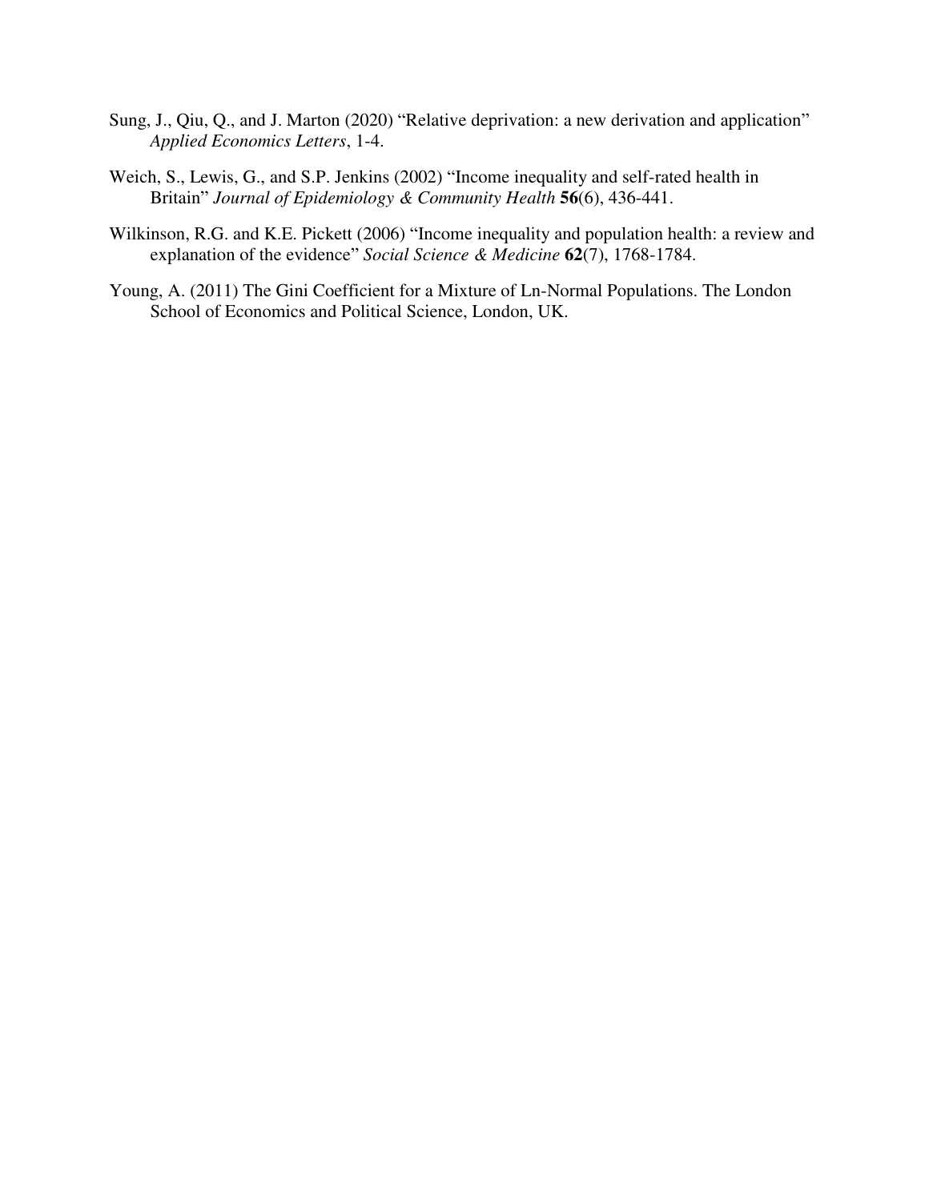Sung, J., Qiu, Q., and J. Marton (2020) “Relative deprivation: a new derivation and application” *Applied Economics Letters*, 1-4.

Weich, S., Lewis, G., and S.P. Jenkins (2002) “Income inequality and self-rated health in Britain” *Journal of Epidemiology & Community Health* **56**(6), 436-441.

Wilkinson, R.G. and K.E. Pickett (2006) “Income inequality and population health: a review and explanation of the evidence” *Social Science & Medicine* **62**(7), 1768-1784.

Young, A. (2011) The Gini Coefficient for a Mixture of Ln-Normal Populations. The London School of Economics and Political Science, London, UK.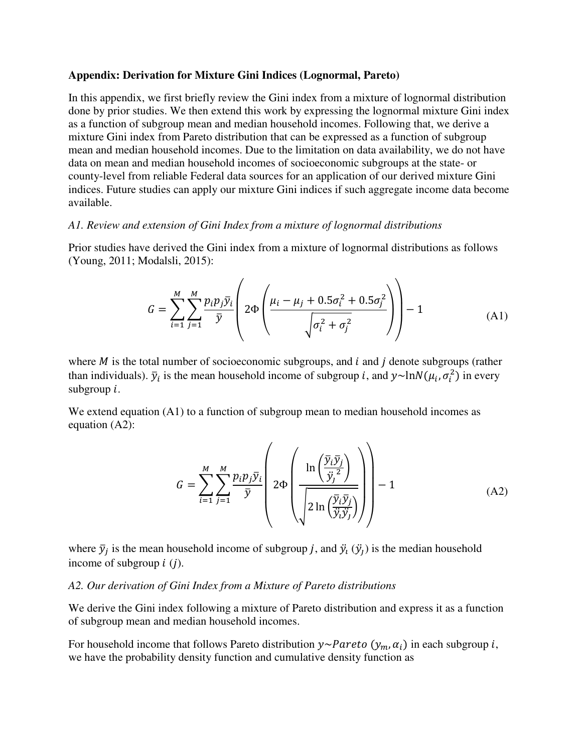**Appendix: Derivation for Mixture Gini Indices (Lognormal, Pareto)**

In this appendix, we first briefly review the Gini index from a mixture of lognormal distribution done by prior studies. We then extend this work by expressing the lognormal mixture Gini index as a function of subgroup mean and median household incomes. Following that, we derive a mixture Gini index from Pareto distribution that can be expressed as a function of subgroup mean and median household incomes. Due to the limitation on data availability, we do not have data on mean and median household incomes of socioeconomic subgroups at the state- or county-level from reliable Federal data sources for an application of our derived mixture Gini indices. Future studies can apply our mixture Gini indices if such aggregate income data become available.

*A1. Review and extension of Gini Index from a mixture of lognormal distributions*

Prior studies have derived the Gini index from a mixture of lognormal distributions as follows (Young, 2011; Modalsli, 2015):

$$G = \sum_{i=1}^{M}\sum_{j=1}^{M}\frac{p_i p_j \bar{y}_i}{\bar{y}}\left(2\Phi\left(\frac{\mu_i - \mu_j + 0.5\sigma_i^2 + 0.5\sigma_j^2}{\sqrt{\sigma_i^2 + \sigma_j^2}}\right)\right) - 1 \tag{A1}$$

where $M$ is the total number of socioeconomic subgroups, and $i$ and $j$ denote subgroups (rather than individuals). $\bar{y}_i$ is the mean household income of subgroup $i$, and $y \sim \ln N(\mu_i, \sigma_i^2)$ in every subgroup $i$.

We extend equation (A1) to a function of subgroup mean to median household incomes as equation (A2):

$$G = \sum_{i=1}^{M}\sum_{j=1}^{M}\frac{p_i p_j \bar{y}_i}{\bar{y}}\left(2\Phi\left(\frac{\ln\left(\frac{\bar{y}_i \bar{y}_j}{\ddot{y}_j^{\,2}}\right)}{\sqrt{2\ln\left(\frac{\bar{y}_i \bar{y}_j}{\ddot{y}_i \ddot{y}_j}\right)}}\right)\right) - 1 \tag{A2}$$

where $\bar{y}_j$ is the mean household income of subgroup $j$, and $\ddot{y}_i$ ($\ddot{y}_j$) is the median household income of subgroup $i$ ($j$).

*A2. Our derivation of Gini Index from a Mixture of Pareto distributions*

We derive the Gini index following a mixture of Pareto distribution and express it as a function of subgroup mean and median household incomes.

For household income that follows Pareto distribution $y \sim Pareto\ (y_m, \alpha_i)$ in each subgroup $i$, we have the probability density function and cumulative density function as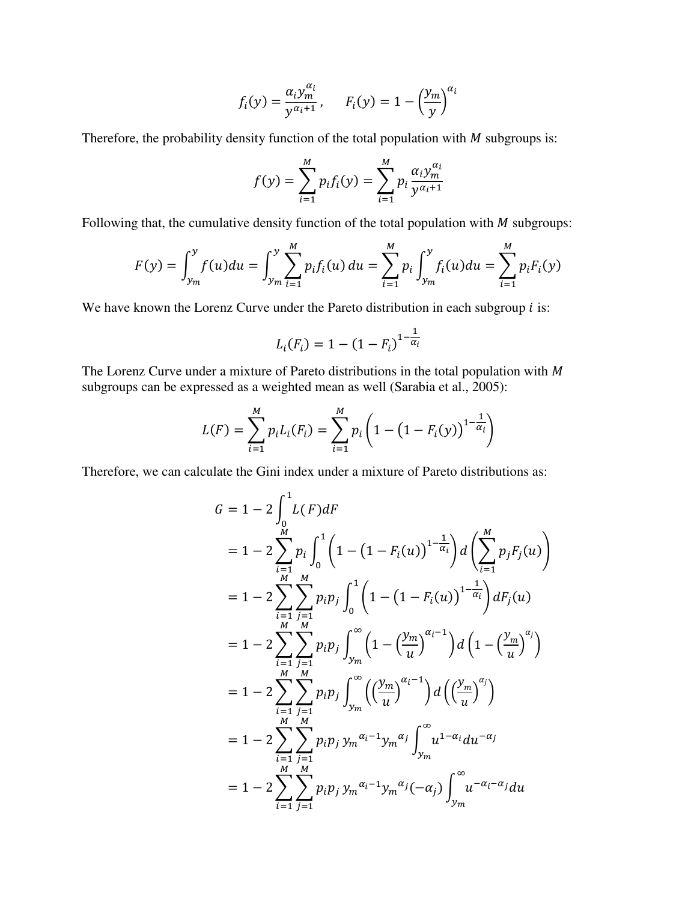$$f_i(y) = \frac{\alpha_i y_m^{\alpha_i}}{y^{\alpha_i+1}}, \qquad F_i(y) = 1 - \left(\frac{y_m}{y}\right)^{\alpha_i}$$

Therefore, the probability density function of the total population with $M$ subgroups is:

$$f(y) = \sum_{i=1}^{M} p_i f_i(y) = \sum_{i=1}^{M} p_i \frac{\alpha_i y_m^{\alpha_i}}{y^{\alpha_i+1}}$$

Following that, the cumulative density function of the total population with $M$ subgroups:

$$F(y) = \int_{y_m}^{y} f(u)du = \int_{y_m}^{y} \sum_{i=1}^{M} p_i f_i(u)\, du = \sum_{i=1}^{M} p_i \int_{y_m}^{y} f_i(u) du = \sum_{i=1}^{M} p_i F_i(y)$$

We have known the Lorenz Curve under the Pareto distribution in each subgroup $i$ is:

$$L_i(F_i) = 1 - (1 - F_i)^{1-\frac{1}{\alpha_i}}$$

The Lorenz Curve under a mixture of Pareto distributions in the total population with $M$ subgroups can be expressed as a weighted mean as well (Sarabia et al., 2005):

$$L(F) = \sum_{i=1}^{M} p_i L_i(F_i) = \sum_{i=1}^{M} p_i \left(1 - \left(1 - F_i(y)\right)^{1-\frac{1}{\alpha_i}}\right)$$

Therefore, we can calculate the Gini index under a mixture of Pareto distributions as:

$$\begin{aligned}
G &= 1 - 2\int_0^1 L(F)dF \\
&= 1 - 2\sum_{i=1}^{M} p_i \int_0^1 \left(1 - \left(1 - F_i(u)\right)^{1-\frac{1}{\alpha_i}}\right) d\left(\sum_{i=1}^{M} p_j F_j(u)\right) \\
&= 1 - 2\sum_{i=1}^{M}\sum_{j=1}^{M} p_i p_j \int_0^1 \left(1 - \left(1 - F_i(u)\right)^{1-\frac{1}{\alpha_i}}\right) dF_j(u) \\
&= 1 - 2\sum_{i=1}^{M}\sum_{j=1}^{M} p_i p_j \int_{y_m}^{\infty} \left(1 - \left(\frac{y_m}{u}\right)^{\alpha_i - 1}\right) d\left(1 - \left(\frac{y_m}{u}\right)^{\alpha_j}\right) \\
&= 1 - 2\sum_{i=1}^{M}\sum_{j=1}^{M} p_i p_j \int_{y_m}^{\infty} \left(\left(\frac{y_m}{u}\right)^{\alpha_i - 1}\right) d\left(\left(\frac{y_m}{u}\right)^{\alpha_j}\right) \\
&= 1 - 2\sum_{i=1}^{M}\sum_{j=1}^{M} p_i p_j\, {y_m}^{\alpha_i - 1} {y_m}^{\alpha_j} \int_{y_m}^{\infty} u^{1-\alpha_i} du^{-\alpha_j} \\
&= 1 - 2\sum_{i=1}^{M}\sum_{j=1}^{M} p_i p_j\, {y_m}^{\alpha_i - 1} {y_m}^{\alpha_j} (-\alpha_j) \int_{y_m}^{\infty} u^{-\alpha_i - \alpha_j} du
\end{aligned}$$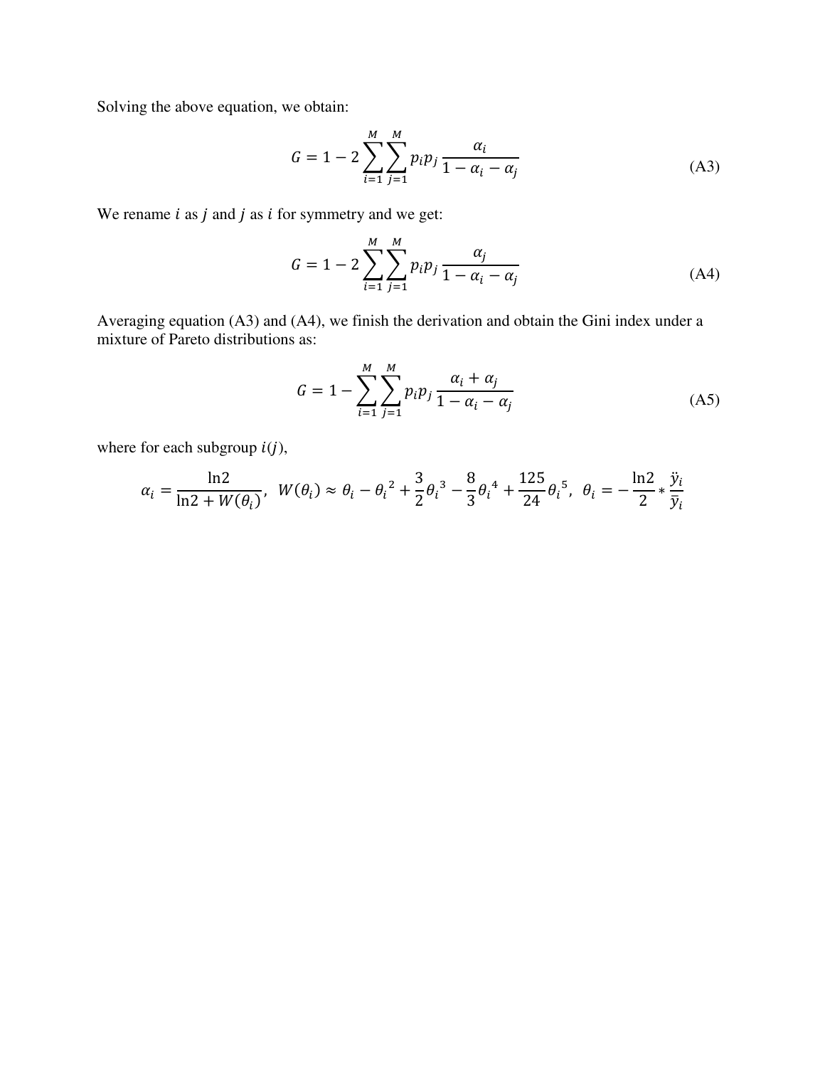Solving the above equation, we obtain:

$$G = 1 - 2\sum_{i=1}^{M}\sum_{j=1}^{M} p_i p_j \frac{\alpha_i}{1 - \alpha_i - \alpha_j} \tag{A3}$$

We rename $i$ as $j$ and $j$ as $i$ for symmetry and we get:

$$G = 1 - 2\sum_{i=1}^{M}\sum_{j=1}^{M} p_i p_j \frac{\alpha_j}{1 - \alpha_i - \alpha_j} \tag{A4}$$

Averaging equation (A3) and (A4), we finish the derivation and obtain the Gini index under a mixture of Pareto distributions as:

$$G = 1 - \sum_{i=1}^{M}\sum_{j=1}^{M} p_i p_j \frac{\alpha_i + \alpha_j}{1 - \alpha_i - \alpha_j} \tag{A5}$$

where for each subgroup $i(j)$,

$$\alpha_i = \frac{\ln 2}{\ln 2 + W(\theta_i)},\ \ W(\theta_i) \approx \theta_i - {\theta_i}^2 + \frac{3}{2}{\theta_i}^3 - \frac{8}{3}{\theta_i}^4 + \frac{125}{24}{\theta_i}^5,\ \ \theta_i = -\frac{\ln 2}{2} * \frac{\ddot{y}_i}{\bar{y}_i}$$